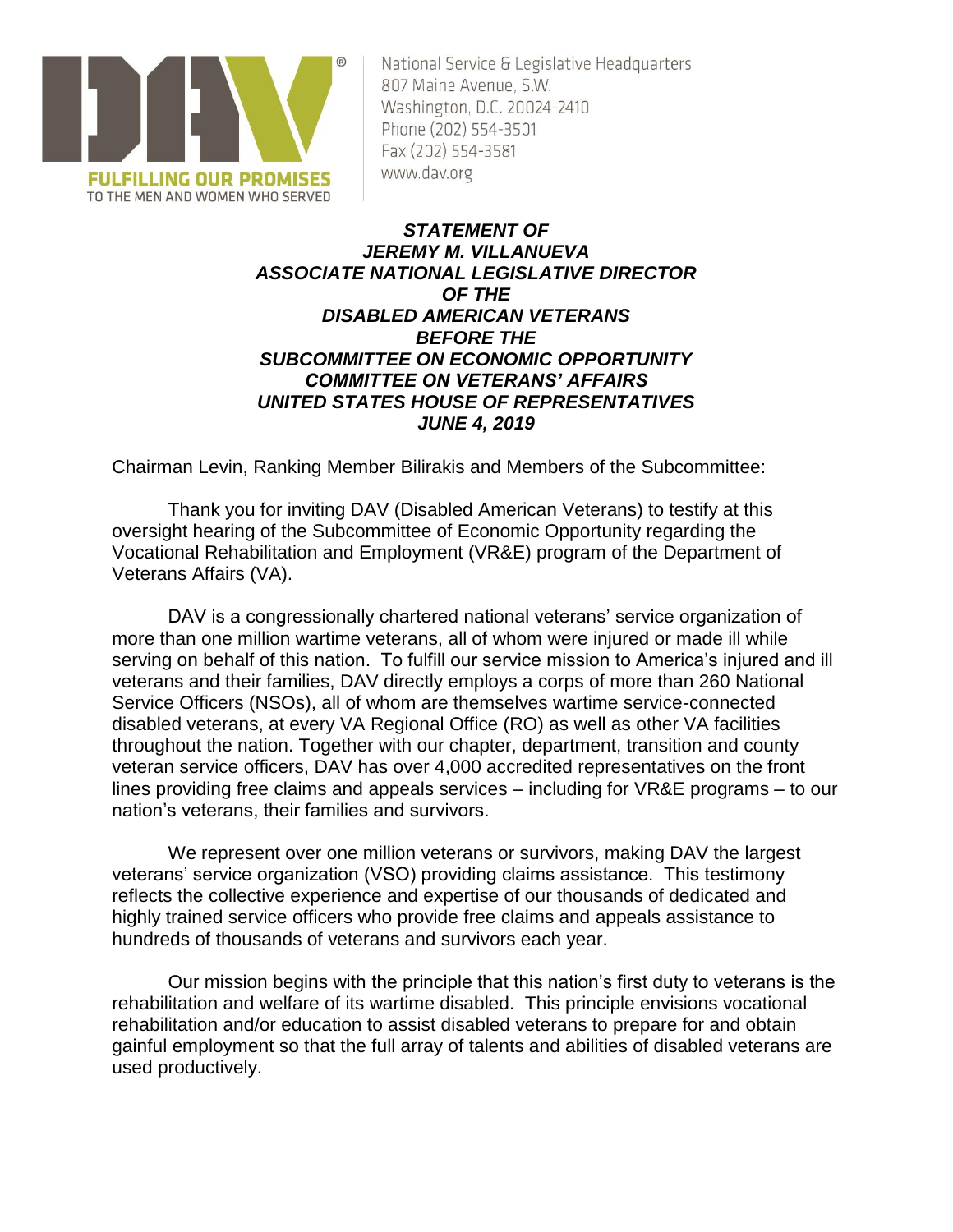DAV®

FULFILLING OUR PROMISES TO THE MEN AND WOMEN WHO SERVED

National Service & Legislative Headquarters
807 Maine Avenue, S.W.
Washington, D.C. 20024-2410
Phone (202) 554-3501
Fax (202) 554-3581
www.dav.org

***STATEMENT OF***
***JEREMY M. VILLANUEVA***
***ASSOCIATE NATIONAL LEGISLATIVE DIRECTOR***
***OF THE***
***DISABLED AMERICAN VETERANS***
***BEFORE THE***
***SUBCOMMITTEE ON ECONOMIC OPPORTUNITY***
***COMMITTEE ON VETERANS' AFFAIRS***
***UNITED STATES HOUSE OF REPRESENTATIVES***
***JUNE 4, 2019***

Chairman Levin, Ranking Member Bilirakis and Members of the Subcommittee:

Thank you for inviting DAV (Disabled American Veterans) to testify at this oversight hearing of the Subcommittee of Economic Opportunity regarding the Vocational Rehabilitation and Employment (VR&E) program of the Department of Veterans Affairs (VA).

DAV is a congressionally chartered national veterans' service organization of more than one million wartime veterans, all of whom were injured or made ill while serving on behalf of this nation. To fulfill our service mission to America's injured and ill veterans and their families, DAV directly employs a corps of more than 260 National Service Officers (NSOs), all of whom are themselves wartime service-connected disabled veterans, at every VA Regional Office (RO) as well as other VA facilities throughout the nation. Together with our chapter, department, transition and county veteran service officers, DAV has over 4,000 accredited representatives on the front lines providing free claims and appeals services – including for VR&E programs – to our nation's veterans, their families and survivors.

We represent over one million veterans or survivors, making DAV the largest veterans' service organization (VSO) providing claims assistance. This testimony reflects the collective experience and expertise of our thousands of dedicated and highly trained service officers who provide free claims and appeals assistance to hundreds of thousands of veterans and survivors each year.

Our mission begins with the principle that this nation's first duty to veterans is the rehabilitation and welfare of its wartime disabled. This principle envisions vocational rehabilitation and/or education to assist disabled veterans to prepare for and obtain gainful employment so that the full array of talents and abilities of disabled veterans are used productively.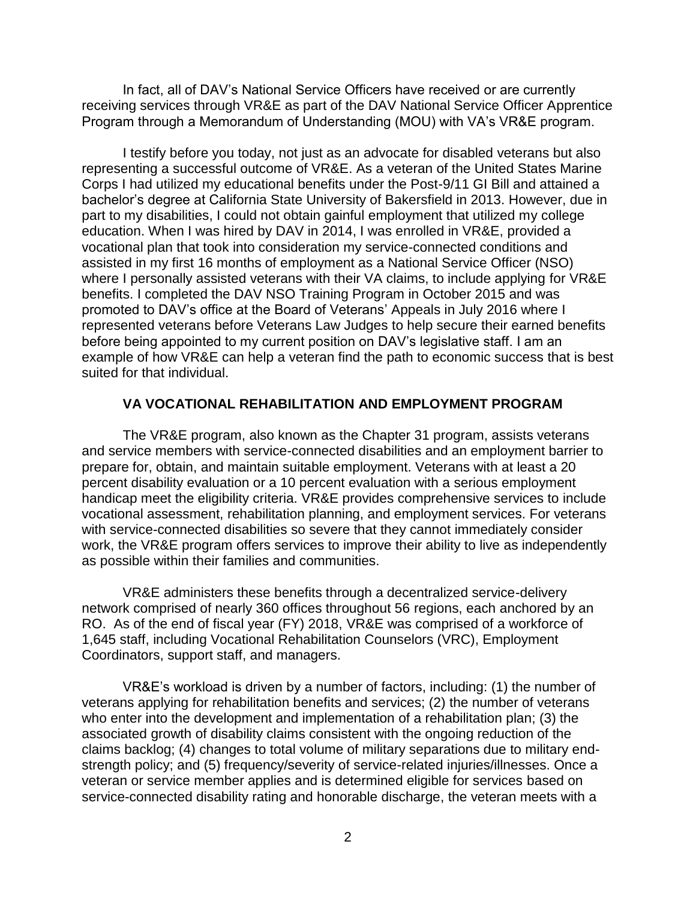In fact, all of DAV's National Service Officers have received or are currently receiving services through VR&E as part of the DAV National Service Officer Apprentice Program through a Memorandum of Understanding (MOU) with VA's VR&E program.

I testify before you today, not just as an advocate for disabled veterans but also representing a successful outcome of VR&E. As a veteran of the United States Marine Corps I had utilized my educational benefits under the Post-9/11 GI Bill and attained a bachelor's degree at California State University of Bakersfield in 2013. However, due in part to my disabilities, I could not obtain gainful employment that utilized my college education. When I was hired by DAV in 2014, I was enrolled in VR&E, provided a vocational plan that took into consideration my service-connected conditions and assisted in my first 16 months of employment as a National Service Officer (NSO) where I personally assisted veterans with their VA claims, to include applying for VR&E benefits. I completed the DAV NSO Training Program in October 2015 and was promoted to DAV's office at the Board of Veterans' Appeals in July 2016 where I represented veterans before Veterans Law Judges to help secure their earned benefits before being appointed to my current position on DAV's legislative staff. I am an example of how VR&E can help a veteran find the path to economic success that is best suited for that individual.

## VA VOCATIONAL REHABILITATION AND EMPLOYMENT PROGRAM

The VR&E program, also known as the Chapter 31 program, assists veterans and service members with service-connected disabilities and an employment barrier to prepare for, obtain, and maintain suitable employment. Veterans with at least a 20 percent disability evaluation or a 10 percent evaluation with a serious employment handicap meet the eligibility criteria. VR&E provides comprehensive services to include vocational assessment, rehabilitation planning, and employment services. For veterans with service-connected disabilities so severe that they cannot immediately consider work, the VR&E program offers services to improve their ability to live as independently as possible within their families and communities.

VR&E administers these benefits through a decentralized service-delivery network comprised of nearly 360 offices throughout 56 regions, each anchored by an RO. As of the end of fiscal year (FY) 2018, VR&E was comprised of a workforce of 1,645 staff, including Vocational Rehabilitation Counselors (VRC), Employment Coordinators, support staff, and managers.

VR&E's workload is driven by a number of factors, including: (1) the number of veterans applying for rehabilitation benefits and services; (2) the number of veterans who enter into the development and implementation of a rehabilitation plan; (3) the associated growth of disability claims consistent with the ongoing reduction of the claims backlog; (4) changes to total volume of military separations due to military end-strength policy; and (5) frequency/severity of service-related injuries/illnesses. Once a veteran or service member applies and is determined eligible for services based on service-connected disability rating and honorable discharge, the veteran meets with a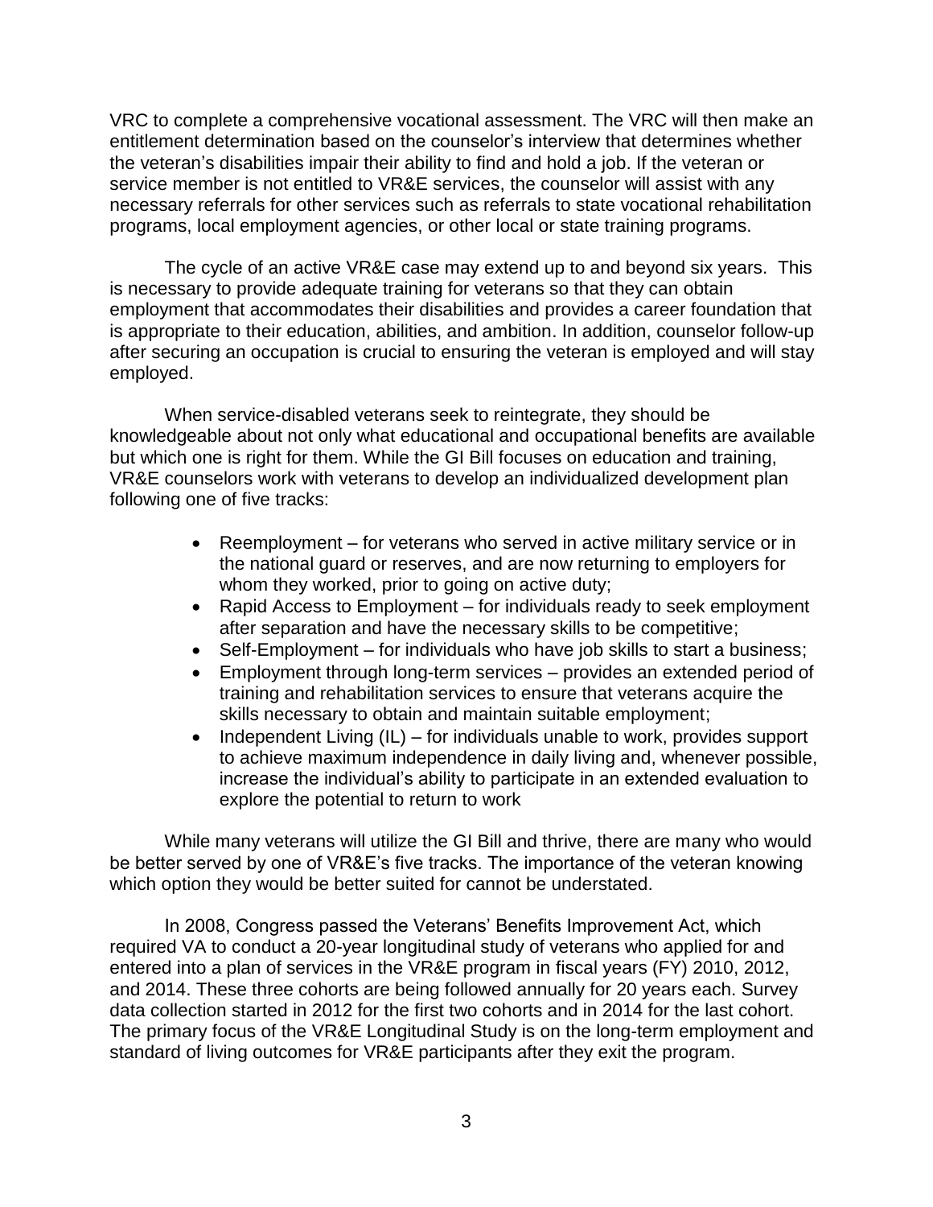VRC to complete a comprehensive vocational assessment. The VRC will then make an entitlement determination based on the counselor's interview that determines whether the veteran's disabilities impair their ability to find and hold a job. If the veteran or service member is not entitled to VR&E services, the counselor will assist with any necessary referrals for other services such as referrals to state vocational rehabilitation programs, local employment agencies, or other local or state training programs.

The cycle of an active VR&E case may extend up to and beyond six years. This is necessary to provide adequate training for veterans so that they can obtain employment that accommodates their disabilities and provides a career foundation that is appropriate to their education, abilities, and ambition. In addition, counselor follow-up after securing an occupation is crucial to ensuring the veteran is employed and will stay employed.

When service-disabled veterans seek to reintegrate, they should be knowledgeable about not only what educational and occupational benefits are available but which one is right for them. While the GI Bill focuses on education and training, VR&E counselors work with veterans to develop an individualized development plan following one of five tracks:

- Reemployment – for veterans who served in active military service or in the national guard or reserves, and are now returning to employers for whom they worked, prior to going on active duty;
- Rapid Access to Employment – for individuals ready to seek employment after separation and have the necessary skills to be competitive;
- Self-Employment – for individuals who have job skills to start a business;
- Employment through long-term services – provides an extended period of training and rehabilitation services to ensure that veterans acquire the skills necessary to obtain and maintain suitable employment;
- Independent Living (IL) – for individuals unable to work, provides support to achieve maximum independence in daily living and, whenever possible, increase the individual's ability to participate in an extended evaluation to explore the potential to return to work

While many veterans will utilize the GI Bill and thrive, there are many who would be better served by one of VR&E's five tracks. The importance of the veteran knowing which option they would be better suited for cannot be understated.

In 2008, Congress passed the Veterans' Benefits Improvement Act, which required VA to conduct a 20-year longitudinal study of veterans who applied for and entered into a plan of services in the VR&E program in fiscal years (FY) 2010, 2012, and 2014. These three cohorts are being followed annually for 20 years each. Survey data collection started in 2012 for the first two cohorts and in 2014 for the last cohort. The primary focus of the VR&E Longitudinal Study is on the long-term employment and standard of living outcomes for VR&E participants after they exit the program.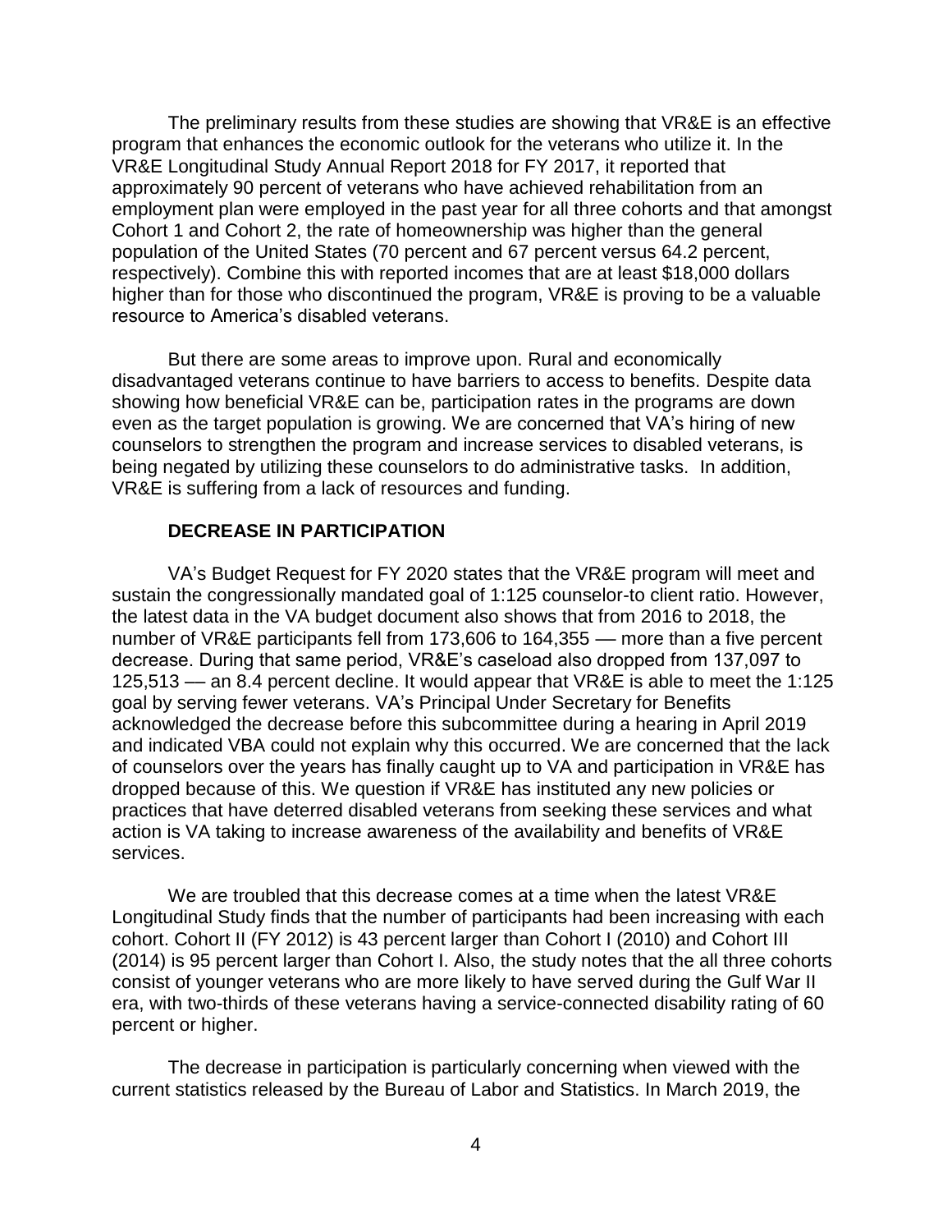The preliminary results from these studies are showing that VR&E is an effective program that enhances the economic outlook for the veterans who utilize it. In the VR&E Longitudinal Study Annual Report 2018 for FY 2017, it reported that approximately 90 percent of veterans who have achieved rehabilitation from an employment plan were employed in the past year for all three cohorts and that amongst Cohort 1 and Cohort 2, the rate of homeownership was higher than the general population of the United States (70 percent and 67 percent versus 64.2 percent, respectively). Combine this with reported incomes that are at least $18,000 dollars higher than for those who discontinued the program, VR&E is proving to be a valuable resource to America's disabled veterans.

But there are some areas to improve upon. Rural and economically disadvantaged veterans continue to have barriers to access to benefits. Despite data showing how beneficial VR&E can be, participation rates in the programs are down even as the target population is growing. We are concerned that VA's hiring of new counselors to strengthen the program and increase services to disabled veterans, is being negated by utilizing these counselors to do administrative tasks. In addition, VR&E is suffering from a lack of resources and funding.

**DECREASE IN PARTICIPATION**

VA's Budget Request for FY 2020 states that the VR&E program will meet and sustain the congressionally mandated goal of 1:125 counselor-to client ratio. However, the latest data in the VA budget document also shows that from 2016 to 2018, the number of VR&E participants fell from 173,606 to 164,355 — more than a five percent decrease. During that same period, VR&E's caseload also dropped from 137,097 to 125,513 — an 8.4 percent decline. It would appear that VR&E is able to meet the 1:125 goal by serving fewer veterans. VA's Principal Under Secretary for Benefits acknowledged the decrease before this subcommittee during a hearing in April 2019 and indicated VBA could not explain why this occurred. We are concerned that the lack of counselors over the years has finally caught up to VA and participation in VR&E has dropped because of this. We question if VR&E has instituted any new policies or practices that have deterred disabled veterans from seeking these services and what action is VA taking to increase awareness of the availability and benefits of VR&E services.

We are troubled that this decrease comes at a time when the latest VR&E Longitudinal Study finds that the number of participants had been increasing with each cohort. Cohort II (FY 2012) is 43 percent larger than Cohort I (2010) and Cohort III (2014) is 95 percent larger than Cohort I. Also, the study notes that the all three cohorts consist of younger veterans who are more likely to have served during the Gulf War II era, with two-thirds of these veterans having a service-connected disability rating of 60 percent or higher.

The decrease in participation is particularly concerning when viewed with the current statistics released by the Bureau of Labor and Statistics. In March 2019, the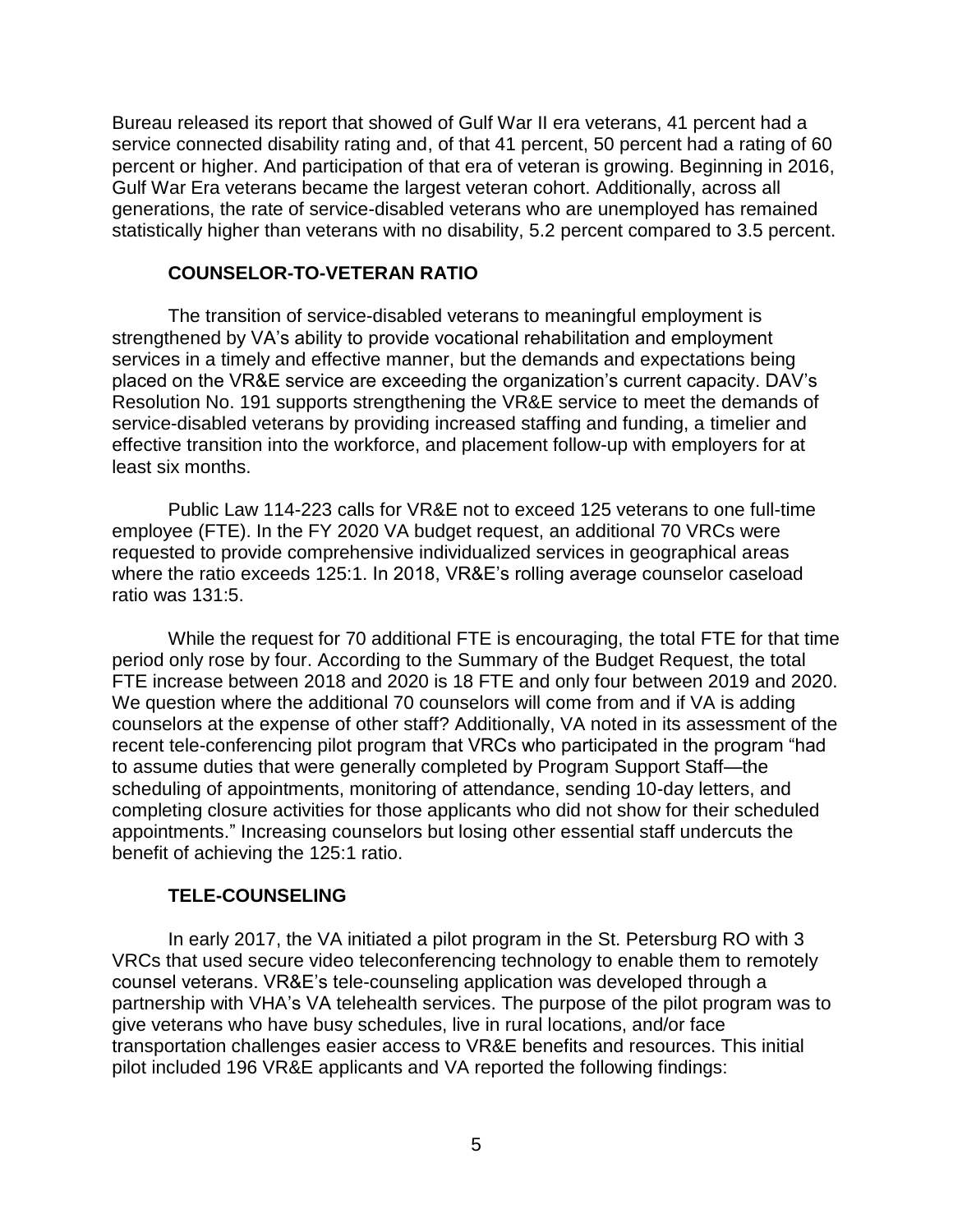Bureau released its report that showed of Gulf War II era veterans, 41 percent had a service connected disability rating and, of that 41 percent, 50 percent had a rating of 60 percent or higher. And participation of that era of veteran is growing. Beginning in 2016, Gulf War Era veterans became the largest veteran cohort. Additionally, across all generations, the rate of service-disabled veterans who are unemployed has remained statistically higher than veterans with no disability, 5.2 percent compared to 3.5 percent.

## COUNSELOR-TO-VETERAN RATIO

The transition of service-disabled veterans to meaningful employment is strengthened by VA's ability to provide vocational rehabilitation and employment services in a timely and effective manner, but the demands and expectations being placed on the VR&E service are exceeding the organization's current capacity. DAV's Resolution No. 191 supports strengthening the VR&E service to meet the demands of service-disabled veterans by providing increased staffing and funding, a timelier and effective transition into the workforce, and placement follow-up with employers for at least six months.

Public Law 114-223 calls for VR&E not to exceed 125 veterans to one full-time employee (FTE). In the FY 2020 VA budget request, an additional 70 VRCs were requested to provide comprehensive individualized services in geographical areas where the ratio exceeds 125:1. In 2018, VR&E's rolling average counselor caseload ratio was 131:5.

While the request for 70 additional FTE is encouraging, the total FTE for that time period only rose by four. According to the Summary of the Budget Request, the total FTE increase between 2018 and 2020 is 18 FTE and only four between 2019 and 2020. We question where the additional 70 counselors will come from and if VA is adding counselors at the expense of other staff? Additionally, VA noted in its assessment of the recent tele-conferencing pilot program that VRCs who participated in the program "had to assume duties that were generally completed by Program Support Staff—the scheduling of appointments, monitoring of attendance, sending 10-day letters, and completing closure activities for those applicants who did not show for their scheduled appointments." Increasing counselors but losing other essential staff undercuts the benefit of achieving the 125:1 ratio.

## TELE-COUNSELING

In early 2017, the VA initiated a pilot program in the St. Petersburg RO with 3 VRCs that used secure video teleconferencing technology to enable them to remotely counsel veterans. VR&E's tele-counseling application was developed through a partnership with VHA's VA telehealth services. The purpose of the pilot program was to give veterans who have busy schedules, live in rural locations, and/or face transportation challenges easier access to VR&E benefits and resources. This initial pilot included 196 VR&E applicants and VA reported the following findings: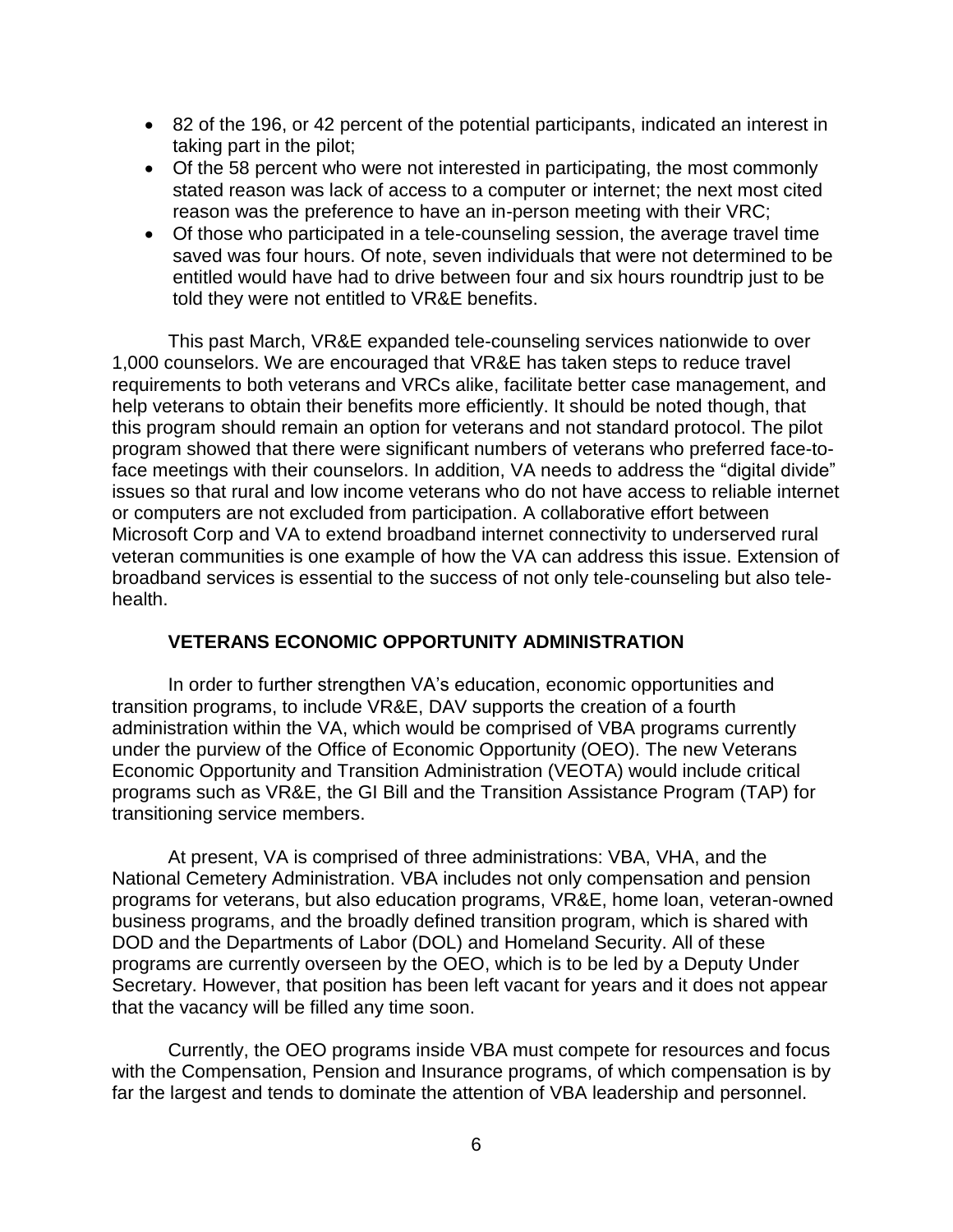- 82 of the 196, or 42 percent of the potential participants, indicated an interest in taking part in the pilot;
- Of the 58 percent who were not interested in participating, the most commonly stated reason was lack of access to a computer or internet; the next most cited reason was the preference to have an in-person meeting with their VRC;
- Of those who participated in a tele-counseling session, the average travel time saved was four hours. Of note, seven individuals that were not determined to be entitled would have had to drive between four and six hours roundtrip just to be told they were not entitled to VR&E benefits.

This past March, VR&E expanded tele-counseling services nationwide to over 1,000 counselors. We are encouraged that VR&E has taken steps to reduce travel requirements to both veterans and VRCs alike, facilitate better case management, and help veterans to obtain their benefits more efficiently. It should be noted though, that this program should remain an option for veterans and not standard protocol. The pilot program showed that there were significant numbers of veterans who preferred face-to-face meetings with their counselors. In addition, VA needs to address the "digital divide" issues so that rural and low income veterans who do not have access to reliable internet or computers are not excluded from participation. A collaborative effort between Microsoft Corp and VA to extend broadband internet connectivity to underserved rural veteran communities is one example of how the VA can address this issue. Extension of broadband services is essential to the success of not only tele-counseling but also tele-health.

## VETERANS ECONOMIC OPPORTUNITY ADMINISTRATION

In order to further strengthen VA's education, economic opportunities and transition programs, to include VR&E, DAV supports the creation of a fourth administration within the VA, which would be comprised of VBA programs currently under the purview of the Office of Economic Opportunity (OEO). The new Veterans Economic Opportunity and Transition Administration (VEOTA) would include critical programs such as VR&E, the GI Bill and the Transition Assistance Program (TAP) for transitioning service members.

At present, VA is comprised of three administrations: VBA, VHA, and the National Cemetery Administration. VBA includes not only compensation and pension programs for veterans, but also education programs, VR&E, home loan, veteran-owned business programs, and the broadly defined transition program, which is shared with DOD and the Departments of Labor (DOL) and Homeland Security. All of these programs are currently overseen by the OEO, which is to be led by a Deputy Under Secretary. However, that position has been left vacant for years and it does not appear that the vacancy will be filled any time soon.

Currently, the OEO programs inside VBA must compete for resources and focus with the Compensation, Pension and Insurance programs, of which compensation is by far the largest and tends to dominate the attention of VBA leadership and personnel.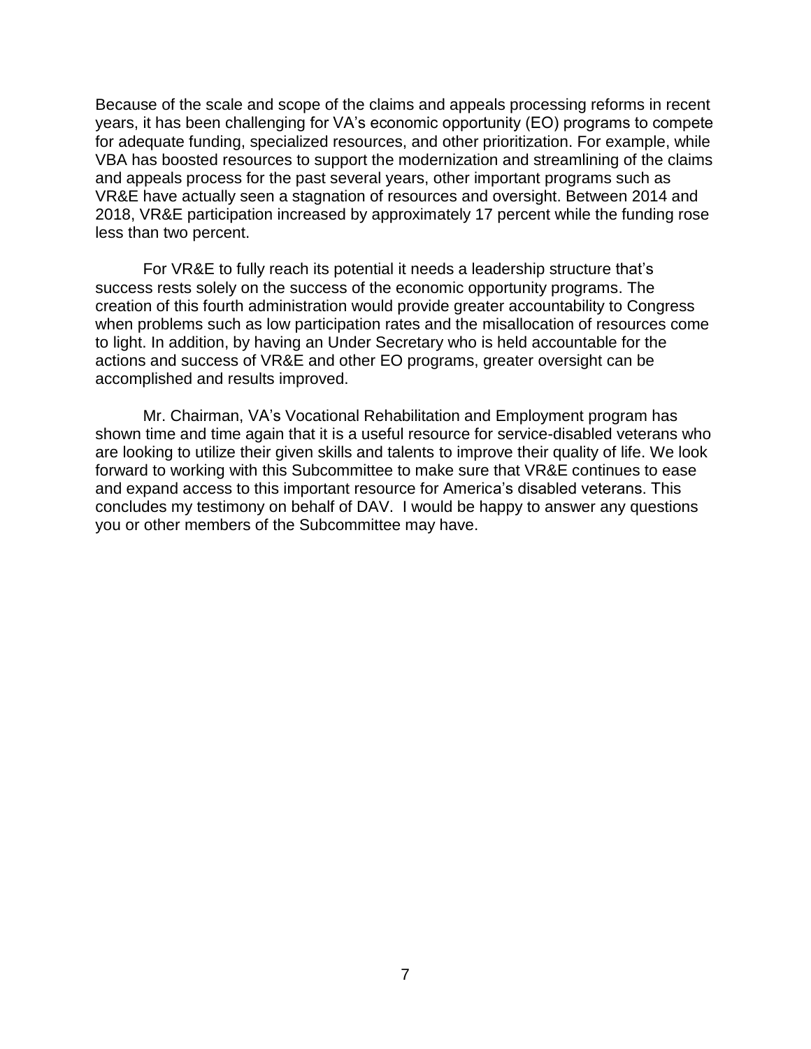Because of the scale and scope of the claims and appeals processing reforms in recent years, it has been challenging for VA's economic opportunity (EO) programs to compete for adequate funding, specialized resources, and other prioritization. For example, while VBA has boosted resources to support the modernization and streamlining of the claims and appeals process for the past several years, other important programs such as VR&E have actually seen a stagnation of resources and oversight. Between 2014 and 2018, VR&E participation increased by approximately 17 percent while the funding rose less than two percent.

For VR&E to fully reach its potential it needs a leadership structure that's success rests solely on the success of the economic opportunity programs. The creation of this fourth administration would provide greater accountability to Congress when problems such as low participation rates and the misallocation of resources come to light. In addition, by having an Under Secretary who is held accountable for the actions and success of VR&E and other EO programs, greater oversight can be accomplished and results improved.

Mr. Chairman, VA's Vocational Rehabilitation and Employment program has shown time and time again that it is a useful resource for service-disabled veterans who are looking to utilize their given skills and talents to improve their quality of life. We look forward to working with this Subcommittee to make sure that VR&E continues to ease and expand access to this important resource for America's disabled veterans. This concludes my testimony on behalf of DAV. I would be happy to answer any questions you or other members of the Subcommittee may have.